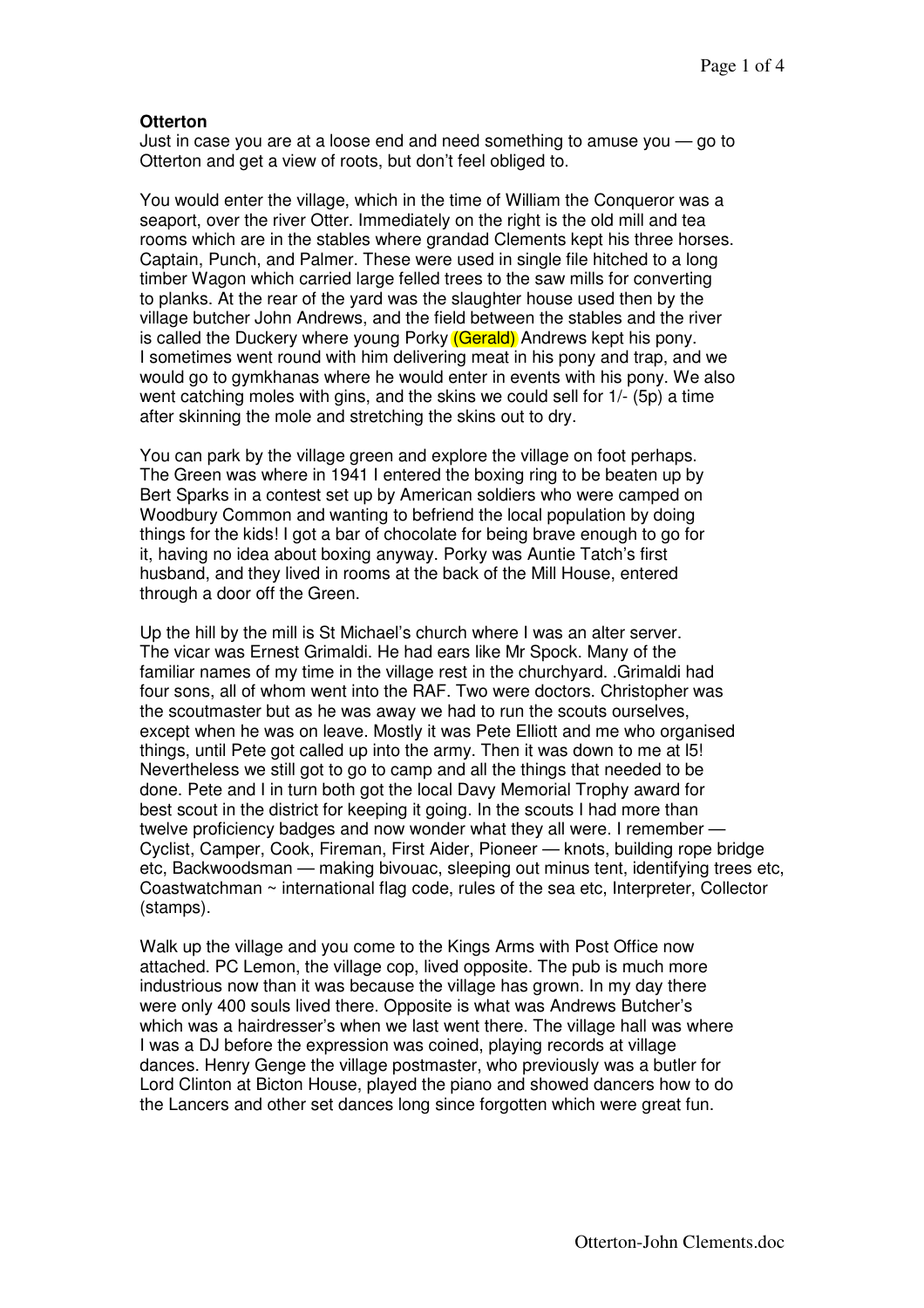**Otterton**

Just in case you are at a loose end and need something to amuse you — go to Otterton and get a view of roots, but don't feel obliged to.

You would enter the village, which in the time of William the Conqueror was a seaport, over the river Otter. Immediately on the right is the old mill and tea rooms which are in the stables where grandad Clements kept his three horses. Captain, Punch, and Palmer. These were used in single file hitched to a long timber Wagon which carried large felled trees to the saw mills for converting to planks. At the rear of the yard was the slaughter house used then by the village butcher John Andrews, and the field between the stables and the river is called the Duckery where young Porky (Gerald) Andrews kept his pony. I sometimes went round with him delivering meat in his pony and trap, and we would go to gymkhanas where he would enter in events with his pony. We also went catching moles with gins, and the skins we could sell for 1/- (5p) a time after skinning the mole and stretching the skins out to dry.

You can park by the village green and explore the village on foot perhaps. The Green was where in 1941 I entered the boxing ring to be beaten up by Bert Sparks in a contest set up by American soldiers who were camped on Woodbury Common and wanting to befriend the local population by doing things for the kids! I got a bar of chocolate for being brave enough to go for it, having no idea about boxing anyway. Porky was Auntie Tatch's first husband, and they lived in rooms at the back of the Mill House, entered through a door off the Green.

Up the hill by the mill is St Michael's church where I was an alter server. The vicar was Ernest Grimaldi. He had ears like Mr Spock. Many of the familiar names of my time in the village rest in the churchyard. .Grimaldi had four sons, all of whom went into the RAF. Two were doctors. Christopher was the scoutmaster but as he was away we had to run the scouts ourselves, except when he was on leave. Mostly it was Pete Elliott and me who organised things, until Pete got called up into the army. Then it was down to me at l5! Nevertheless we still got to go to camp and all the things that needed to be done. Pete and I in turn both got the local Davy Memorial Trophy award for best scout in the district for keeping it going. In the scouts I had more than twelve proficiency badges and now wonder what they all were. I remember — Cyclist, Camper, Cook, Fireman, First Aider, Pioneer — knots, building rope bridge etc, Backwoodsman — making bivouac, sleeping out minus tent, identifying trees etc, Coastwatchman ~ international flag code, rules of the sea etc, Interpreter, Collector (stamps).

Walk up the village and you come to the Kings Arms with Post Office now attached. PC Lemon, the village cop, lived opposite. The pub is much more industrious now than it was because the village has grown. In my day there were only 400 souls lived there. Opposite is what was Andrews Butcher's which was a hairdresser's when we last went there. The village hall was where I was a DJ before the expression was coined, playing records at village dances. Henry Genge the village postmaster, who previously was a butler for Lord Clinton at Bicton House, played the piano and showed dancers how to do the Lancers and other set dances long since forgotten which were great fun.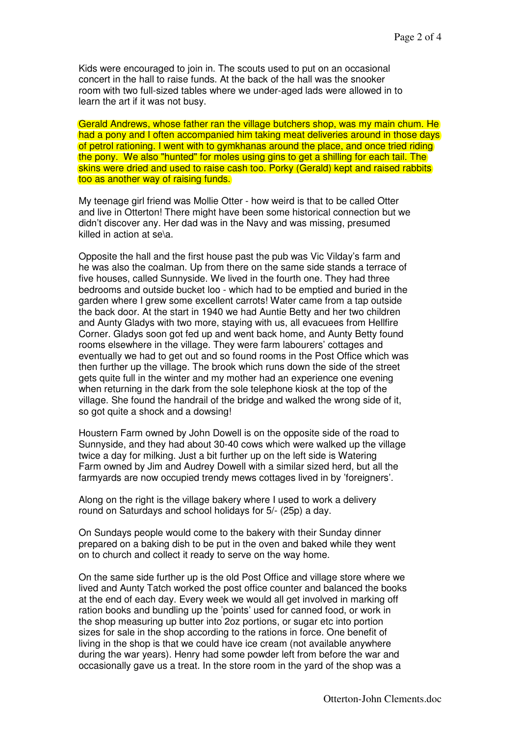Kids were encouraged to join in. The scouts used to put on an occasional concert in the hall to raise funds. At the back of the hall was the snooker room with two full-sized tables where we under-aged lads were allowed in to learn the art if it was not busy.

Gerald Andrews, whose father ran the village butchers shop, was my main chum. He had a pony and I often accompanied him taking meat deliveries around in those days of petrol rationing. I went with to gymkhanas around the place, and once tried riding the pony. We also "hunted" for moles using gins to get a shilling for each tail. The skins were dried and used to raise cash too. Porky (Gerald) kept and raised rabbits too as another way of raising funds.

My teenage girl friend was Mollie Otter - how weird is that to be called Otter and live in Otterton! There might have been some historical connection but we didn't discover any. Her dad was in the Navy and was missing, presumed killed in action at se\a.

Opposite the hall and the first house past the pub was Vic Vilday's farm and he was also the coalman. Up from there on the same side stands a terrace of five houses, called Sunnyside. We lived in the fourth one. They had three bedrooms and outside bucket loo - which had to be emptied and buried in the garden where I grew some excellent carrots! Water came from a tap outside the back door. At the start in 1940 we had Auntie Betty and her two children and Aunty Gladys with two more, staying with us, all evacuees from Hellfire Corner. Gladys soon got fed up and went back home, and Aunty Betty found rooms elsewhere in the village. They were farm labourers' cottages and eventually we had to get out and so found rooms in the Post Office which was then further up the village. The brook which runs down the side of the street gets quite full in the winter and my mother had an experience one evening when returning in the dark from the sole telephone kiosk at the top of the village. She found the handrail of the bridge and walked the wrong side of it, so got quite a shock and a dowsing!

Houstern Farm owned by John Dowell is on the opposite side of the road to Sunnyside, and they had about 30-40 cows which were walked up the village twice a day for milking. Just a bit further up on the left side is Watering Farm owned by Jim and Audrey Dowell with a similar sized herd, but all the farmyards are now occupied trendy mews cottages lived in by 'foreigners'.

Along on the right is the village bakery where I used to work a delivery round on Saturdays and school holidays for 5/- (25p) a day.

On Sundays people would come to the bakery with their Sunday dinner prepared on a baking dish to be put in the oven and baked while they went on to church and collect it ready to serve on the way home.

On the same side further up is the old Post Office and village store where we lived and Aunty Tatch worked the post office counter and balanced the books at the end of each day. Every week we would all get involved in marking off ration books and bundling up the 'points' used for canned food, or work in the shop measuring up butter into 2oz portions, or sugar etc into portion sizes for sale in the shop according to the rations in force. One benefit of living in the shop is that we could have ice cream (not available anywhere during the war years). Henry had some powder left from before the war and occasionally gave us a treat. In the store room in the yard of the shop was a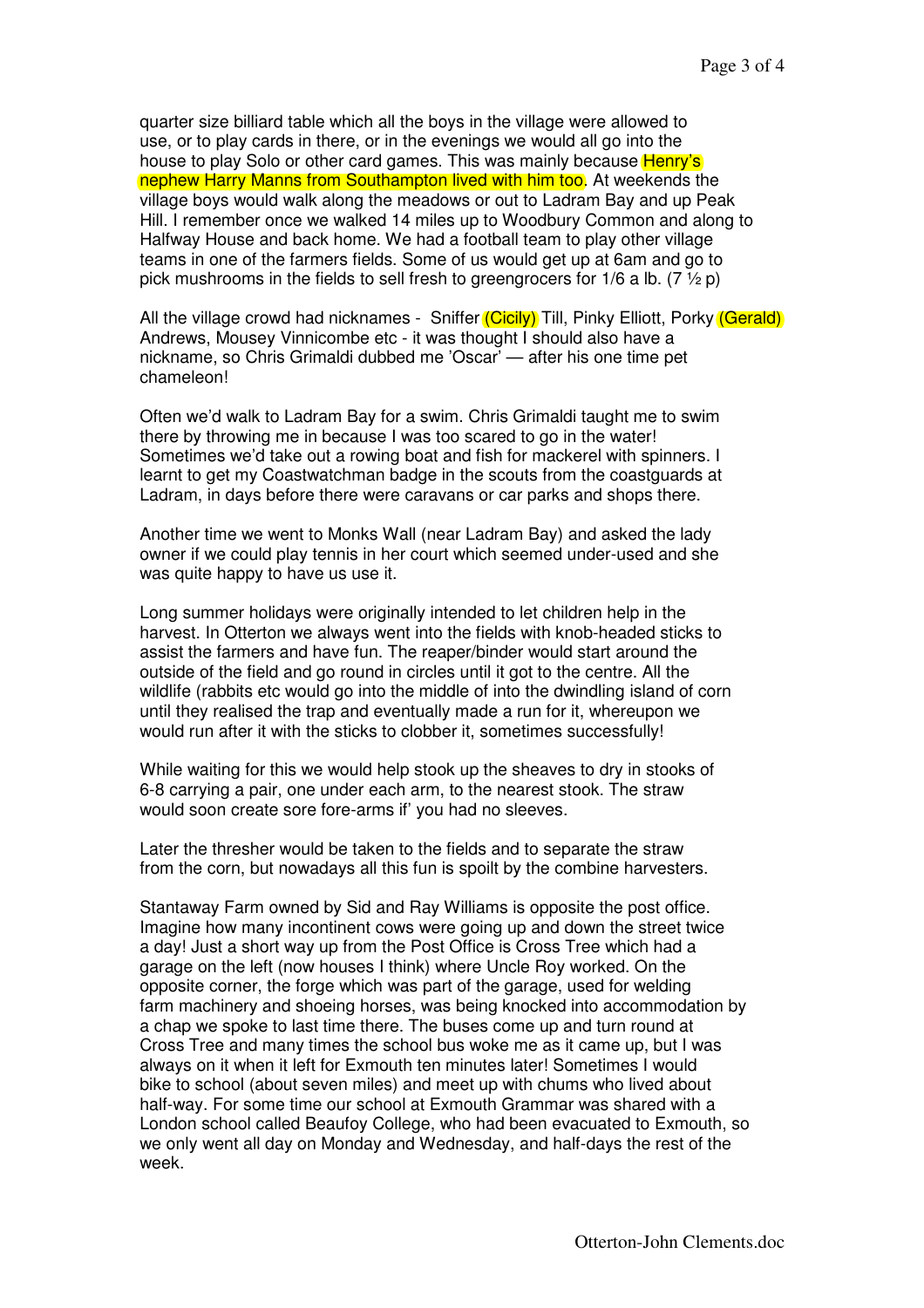quarter size billiard table which all the boys in the village were allowed to use, or to play cards in there, or in the evenings we would all go into the house to play Solo or other card games. This was mainly because Henry's nephew Harry Manns from Southampton lived with him too. At weekends the village boys would walk along the meadows or out to Ladram Bay and up Peak Hill. I remember once we walked 14 miles up to Woodbury Common and along to Halfway House and back home. We had a football team to play other village teams in one of the farmers fields. Some of us would get up at 6am and go to pick mushrooms in the fields to sell fresh to greengrocers for 1/6 a lb. (7 ½ p)

All the village crowd had nicknames - Sniffer (Cicily) Till, Pinky Elliott, Porky (Gerald) Andrews, Mousey Vinnicombe etc - it was thought I should also have a nickname, so Chris Grimaldi dubbed me 'Oscar' — after his one time pet chameleon!

Often we'd walk to Ladram Bay for a swim. Chris Grimaldi taught me to swim there by throwing me in because I was too scared to go in the water! Sometimes we'd take out a rowing boat and fish for mackerel with spinners. I learnt to get my Coastwatchman badge in the scouts from the coastguards at Ladram, in days before there were caravans or car parks and shops there.

Another time we went to Monks Wall (near Ladram Bay) and asked the lady owner if we could play tennis in her court which seemed under-used and she was quite happy to have us use it.

Long summer holidays were originally intended to let children help in the harvest. In Otterton we always went into the fields with knob-headed sticks to assist the farmers and have fun. The reaper/binder would start around the outside of the field and go round in circles until it got to the centre. All the wildlife (rabbits etc would go into the middle of into the dwindling island of corn until they realised the trap and eventually made a run for it, whereupon we would run after it with the sticks to clobber it, sometimes successfully!

While waiting for this we would help stook up the sheaves to dry in stooks of 6-8 carrying a pair, one under each arm, to the nearest stook. The straw would soon create sore fore-arms if' you had no sleeves.

Later the thresher would be taken to the fields and to separate the straw from the corn, but nowadays all this fun is spoilt by the combine harvesters.

Stantaway Farm owned by Sid and Ray Williams is opposite the post office. Imagine how many incontinent cows were going up and down the street twice a day! Just a short way up from the Post Office is Cross Tree which had a garage on the left (now houses I think) where Uncle Roy worked. On the opposite corner, the forge which was part of the garage, used for welding farm machinery and shoeing horses, was being knocked into accommodation by a chap we spoke to last time there. The buses come up and turn round at Cross Tree and many times the school bus woke me as it came up, but I was always on it when it left for Exmouth ten minutes later! Sometimes I would bike to school (about seven miles) and meet up with chums who lived about half-way. For some time our school at Exmouth Grammar was shared with a London school called Beaufoy College, who had been evacuated to Exmouth, so we only went all day on Monday and Wednesday, and half-days the rest of the week.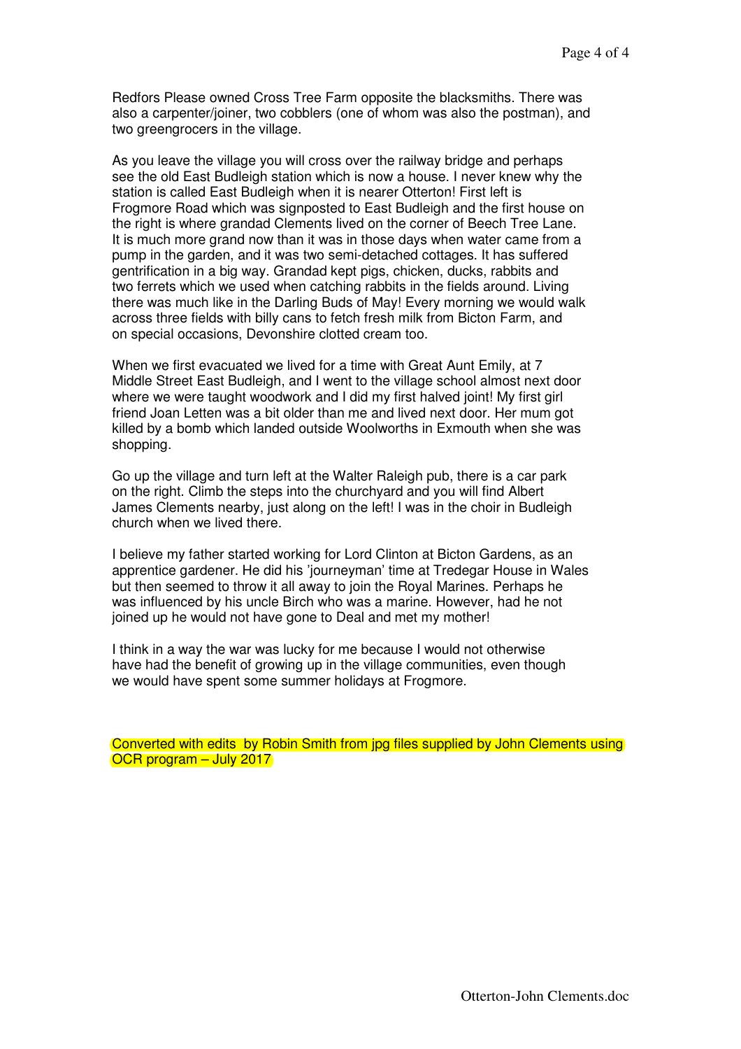Redfors Please owned Cross Tree Farm opposite the blacksmiths. There was also a carpenter/joiner, two cobblers (one of whom was also the postman), and two greengrocers in the village.

As you leave the village you will cross over the railway bridge and perhaps see the old East Budleigh station which is now a house. I never knew why the station is called East Budleigh when it is nearer Otterton! First left is Frogmore Road which was signposted to East Budleigh and the first house on the right is where grandad Clements lived on the corner of Beech Tree Lane. It is much more grand now than it was in those days when water came from a pump in the garden, and it was two semi-detached cottages. It has suffered gentrification in a big way. Grandad kept pigs, chicken, ducks, rabbits and two ferrets which we used when catching rabbits in the fields around. Living there was much like in the Darling Buds of May! Every morning we would walk across three fields with billy cans to fetch fresh milk from Bicton Farm, and on special occasions, Devonshire clotted cream too.

When we first evacuated we lived for a time with Great Aunt Emily, at 7 Middle Street East Budleigh, and I went to the village school almost next door where we were taught woodwork and I did my first halved joint! My first girl friend Joan Letten was a bit older than me and lived next door. Her mum got killed by a bomb which landed outside Woolworths in Exmouth when she was shopping.

Go up the village and turn left at the Walter Raleigh pub, there is a car park on the right. Climb the steps into the churchyard and you will find Albert James Clements nearby, just along on the left! I was in the choir in Budleigh church when we lived there.

I believe my father started working for Lord Clinton at Bicton Gardens, as an apprentice gardener. He did his 'journeyman' time at Tredegar House in Wales but then seemed to throw it all away to join the Royal Marines. Perhaps he was influenced by his uncle Birch who was a marine. However, had he not joined up he would not have gone to Deal and met my mother!

I think in a way the war was lucky for me because I would not otherwise have had the benefit of growing up in the village communities, even though we would have spent some summer holidays at Frogmore.

Converted with edits by Robin Smith from jpg files supplied by John Clements using OCR program – July 2017